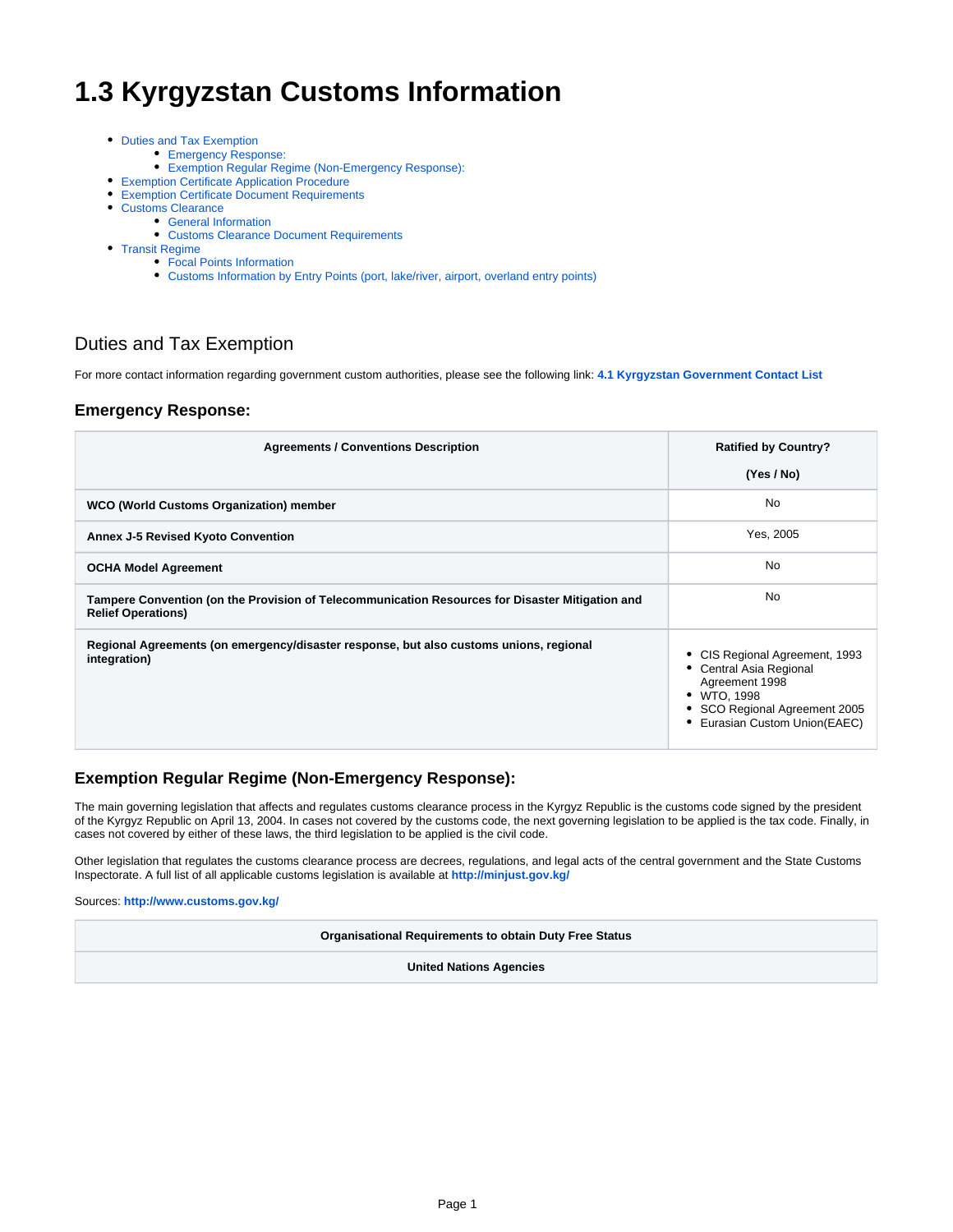# 1.3 Kyrgyzstan Customs Information

- Duties and Tax Exemption
  - Emergency Response:
  - Exemption Regular Regime (Non-Emergency Response):
- Exemption Certificate Application Procedure
- Exemption Certificate Document Requirements
- Customs Clearance
  - General Information
  - Customs Clearance Document Requirements
- Transit Regime
  - Focal Points Information
  - Customs Information by Entry Points (port, lake/river, airport, overland entry points)

## Duties and Tax Exemption

For more contact information regarding government custom authorities, please see the following link: **4.1 Kyrgyzstan Government Contact List**

### Emergency Response:

| Agreements / Conventions Description | Ratified by Country? (Yes / No) |
|---|---|
| **WCO (World Customs Organization) member** | No |
| **Annex J-5 Revised Kyoto Convention** | Yes, 2005 |
| **OCHA Model Agreement** | No |
| **Tampere Convention (on the Provision of Telecommunication Resources for Disaster Mitigation and Relief Operations)** | No |
| **Regional Agreements (on emergency/disaster response, but also customs unions, regional integration)** | • CIS Regional Agreement, 1993<br>• Central Asia Regional Agreement 1998<br>• WTO, 1998<br>• SCO Regional Agreement 2005<br>• Eurasian Custom Union(EAEC) |

### Exemption Regular Regime (Non-Emergency Response):

The main governing legislation that affects and regulates customs clearance process in the Kyrgyz Republic is the customs code signed by the president of the Kyrgyz Republic on April 13, 2004. In cases not covered by the customs code, the next governing legislation to be applied is the tax code. Finally, in cases not covered by either of these laws, the third legislation to be applied is the civil code.

Other legislation that regulates the customs clearance process are decrees, regulations, and legal acts of the central government and the State Customs Inspectorate. A full list of all applicable customs legislation is available at **http://minjust.gov.kg/**

Sources: **http://www.customs.gov.kg/**

| Organisational Requirements to obtain Duty Free Status |
|---|
| **United Nations Agencies** |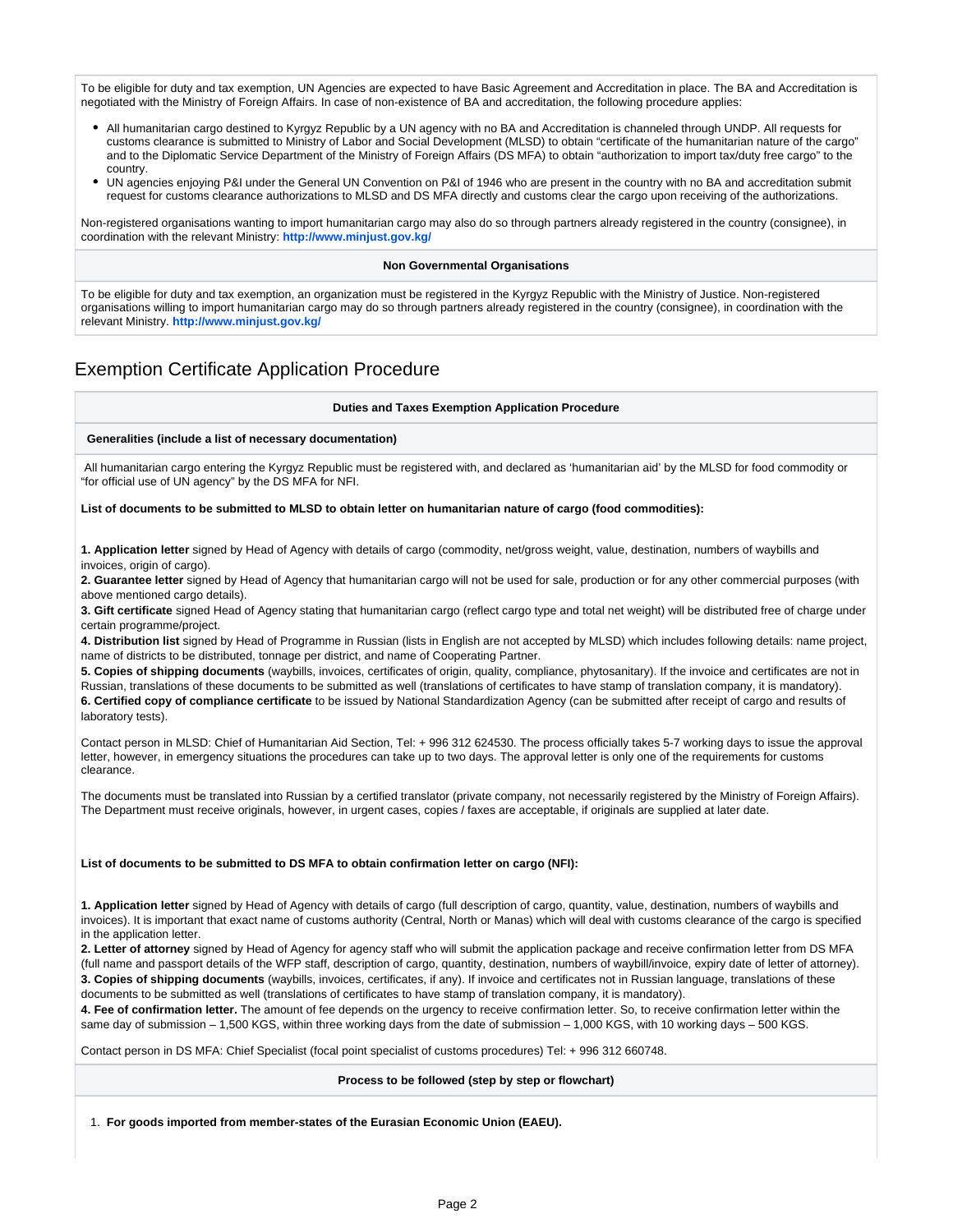To be eligible for duty and tax exemption, UN Agencies are expected to have Basic Agreement and Accreditation in place. The BA and Accreditation is negotiated with the Ministry of Foreign Affairs. In case of non-existence of BA and accreditation, the following procedure applies:

- All humanitarian cargo destined to Kyrgyz Republic by a UN agency with no BA and Accreditation is channeled through UNDP. All requests for customs clearance is submitted to Ministry of Labor and Social Development (MLSD) to obtain "certificate of the humanitarian nature of the cargo" and to the Diplomatic Service Department of the Ministry of Foreign Affairs (DS MFA) to obtain "authorization to import tax/duty free cargo" to the country.
- UN agencies enjoying P&I under the General UN Convention on P&I of 1946 who are present in the country with no BA and accreditation submit request for customs clearance authorizations to MLSD and DS MFA directly and customs clear the cargo upon receiving of the authorizations.

Non-registered organisations wanting to import humanitarian cargo may also do so through partners already registered in the country (consignee), in coordination with the relevant Ministry: **http://www.minjust.gov.kg/**

**Non Governmental Organisations**

To be eligible for duty and tax exemption, an organization must be registered in the Kyrgyz Republic with the Ministry of Justice. Non-registered organisations willing to import humanitarian cargo may do so through partners already registered in the country (consignee), in coordination with the relevant Ministry. **http://www.minjust.gov.kg/**

## Exemption Certificate Application Procedure

**Duties and Taxes Exemption Application Procedure**

**Generalities (include a list of necessary documentation)**

All humanitarian cargo entering the Kyrgyz Republic must be registered with, and declared as 'humanitarian aid' by the MLSD for food commodity or "for official use of UN agency" by the DS MFA for NFI.

**List of documents to be submitted to MLSD to obtain letter on humanitarian nature of cargo (food commodities):**

**1. Application letter** signed by Head of Agency with details of cargo (commodity, net/gross weight, value, destination, numbers of waybills and invoices, origin of cargo).
**2. Guarantee letter** signed by Head of Agency that humanitarian cargo will not be used for sale, production or for any other commercial purposes (with above mentioned cargo details).
**3. Gift certificate** signed Head of Agency stating that humanitarian cargo (reflect cargo type and total net weight) will be distributed free of charge under certain programme/project.
**4. Distribution list** signed by Head of Programme in Russian (lists in English are not accepted by MLSD) which includes following details: name project, name of districts to be distributed, tonnage per district, and name of Cooperating Partner.
**5. Copies of shipping documents** (waybills, invoices, certificates of origin, quality, compliance, phytosanitary). If the invoice and certificates are not in Russian, translations of these documents to be submitted as well (translations of certificates to have stamp of translation company, it is mandatory).
**6. Certified copy of compliance certificate** to be issued by National Standardization Agency (can be submitted after receipt of cargo and results of laboratory tests).

Contact person in MLSD: Chief of Humanitarian Aid Section, Tel: + 996 312 624530. The process officially takes 5-7 working days to issue the approval letter, however, in emergency situations the procedures can take up to two days. The approval letter is only one of the requirements for customs clearance.

The documents must be translated into Russian by a certified translator (private company, not necessarily registered by the Ministry of Foreign Affairs). The Department must receive originals, however, in urgent cases, copies / faxes are acceptable, if originals are supplied at later date.

**List of documents to be submitted to DS MFA to obtain confirmation letter on cargo (NFI):**

**1. Application letter** signed by Head of Agency with details of cargo (full description of cargo, quantity, value, destination, numbers of waybills and invoices). It is important that exact name of customs authority (Central, North or Manas) which will deal with customs clearance of the cargo is specified in the application letter.
**2. Letter of attorney** signed by Head of Agency for agency staff who will submit the application package and receive confirmation letter from DS MFA (full name and passport details of the WFP staff, description of cargo, quantity, destination, numbers of waybill/invoice, expiry date of letter of attorney).
**3. Copies of shipping documents** (waybills, invoices, certificates, if any). If invoice and certificates not in Russian language, translations of these documents to be submitted as well (translations of certificates to have stamp of translation company, it is mandatory).
**4. Fee of confirmation letter.** The amount of fee depends on the urgency to receive confirmation letter. So, to receive confirmation letter within the same day of submission – 1,500 KGS, within three working days from the date of submission – 1,000 KGS, with 10 working days – 500 KGS.

Contact person in DS MFA: Chief Specialist (focal point specialist of customs procedures) Tel: + 996 312 660748.

**Process to be followed (step by step or flowchart)**

1. **For goods imported from member-states of the Eurasian Economic Union (EAEU).**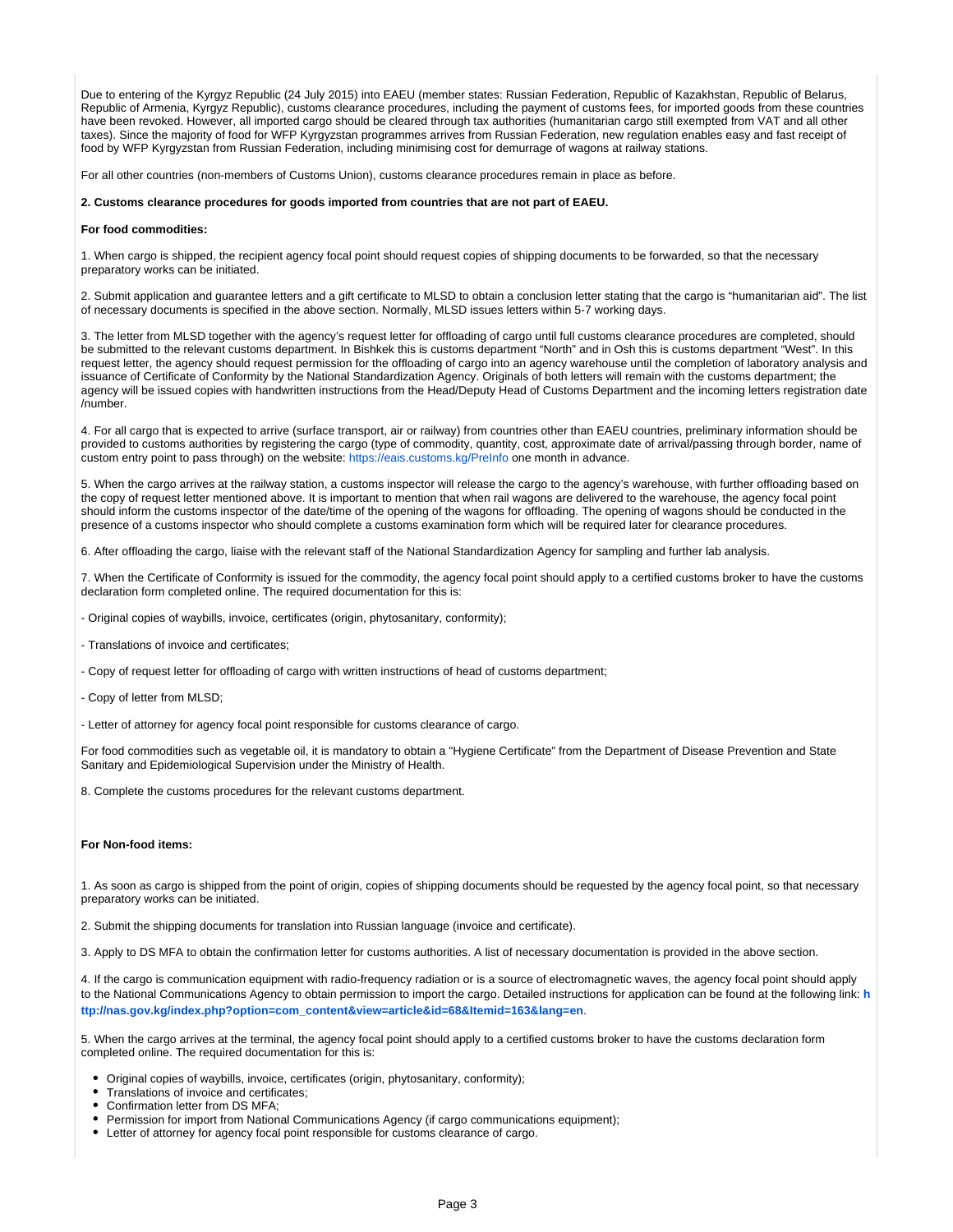Due to entering of the Kyrgyz Republic (24 July 2015) into EAEU (member states: Russian Federation, Republic of Kazakhstan, Republic of Belarus, Republic of Armenia, Kyrgyz Republic), customs clearance procedures, including the payment of customs fees, for imported goods from these countries have been revoked. However, all imported cargo should be cleared through tax authorities (humanitarian cargo still exempted from VAT and all other taxes). Since the majority of food for WFP Kyrgyzstan programmes arrives from Russian Federation, new regulation enables easy and fast receipt of food by WFP Kyrgyzstan from Russian Federation, including minimising cost for demurrage of wagons at railway stations.

For all other countries (non-members of Customs Union), customs clearance procedures remain in place as before.

**2. Customs clearance procedures for goods imported from countries that are not part of EAEU.**

**For food commodities:**

1. When cargo is shipped, the recipient agency focal point should request copies of shipping documents to be forwarded, so that the necessary preparatory works can be initiated.

2. Submit application and guarantee letters and a gift certificate to MLSD to obtain a conclusion letter stating that the cargo is "humanitarian aid". The list of necessary documents is specified in the above section. Normally, MLSD issues letters within 5-7 working days.

3. The letter from MLSD together with the agency's request letter for offloading of cargo until full customs clearance procedures are completed, should be submitted to the relevant customs department. In Bishkek this is customs department "North" and in Osh this is customs department "West". In this request letter, the agency should request permission for the offloading of cargo into an agency warehouse until the completion of laboratory analysis and issuance of Certificate of Conformity by the National Standardization Agency. Originals of both letters will remain with the customs department; the agency will be issued copies with handwritten instructions from the Head/Deputy Head of Customs Department and the incoming letters registration date /number.

4. For all cargo that is expected to arrive (surface transport, air or railway) from countries other than EAEU countries, preliminary information should be provided to customs authorities by registering the cargo (type of commodity, quantity, cost, approximate date of arrival/passing through border, name of custom entry point to pass through) on the website: https://eais.customs.kg/PreInfo one month in advance.

5. When the cargo arrives at the railway station, a customs inspector will release the cargo to the agency's warehouse, with further offloading based on the copy of request letter mentioned above. It is important to mention that when rail wagons are delivered to the warehouse, the agency focal point should inform the customs inspector of the date/time of the opening of the wagons for offloading. The opening of wagons should be conducted in the presence of a customs inspector who should complete a customs examination form which will be required later for clearance procedures.

6. After offloading the cargo, liaise with the relevant staff of the National Standardization Agency for sampling and further lab analysis.

7. When the Certificate of Conformity is issued for the commodity, the agency focal point should apply to a certified customs broker to have the customs declaration form completed online. The required documentation for this is:

- Original copies of waybills, invoice, certificates (origin, phytosanitary, conformity);

- Translations of invoice and certificates;

- Copy of request letter for offloading of cargo with written instructions of head of customs department;

- Copy of letter from MLSD;

- Letter of attorney for agency focal point responsible for customs clearance of cargo.

For food commodities such as vegetable oil, it is mandatory to obtain a "Hygiene Certificate" from the Department of Disease Prevention and State Sanitary and Epidemiological Supervision under the Ministry of Health.

8. Complete the customs procedures for the relevant customs department.

**For Non-food items:**

1. As soon as cargo is shipped from the point of origin, copies of shipping documents should be requested by the agency focal point, so that necessary preparatory works can be initiated.

2. Submit the shipping documents for translation into Russian language (invoice and certificate).

3. Apply to DS MFA to obtain the confirmation letter for customs authorities. A list of necessary documentation is provided in the above section.

4. If the cargo is communication equipment with radio-frequency radiation or is a source of electromagnetic waves, the agency focal point should apply to the National Communications Agency to obtain permission to import the cargo. Detailed instructions for application can be found at the following link: **http://nas.gov.kg/index.php?option=com_content&view=article&id=68&Itemid=163&lang=en**.

5. When the cargo arrives at the terminal, the agency focal point should apply to a certified customs broker to have the customs declaration form completed online. The required documentation for this is:

- Original copies of waybills, invoice, certificates (origin, phytosanitary, conformity);
- Translations of invoice and certificates;
- Confirmation letter from DS MFA;
- Permission for import from National Communications Agency (if cargo communications equipment);
- Letter of attorney for agency focal point responsible for customs clearance of cargo.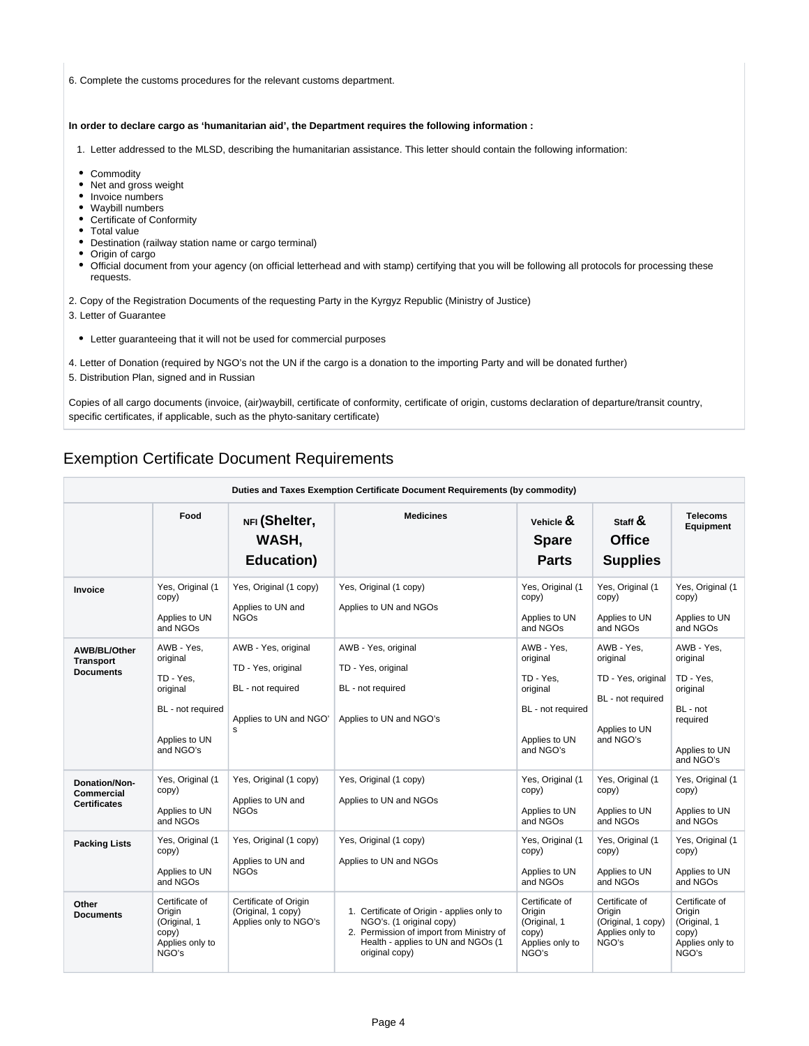6. Complete the customs procedures for the relevant customs department.

**In order to declare cargo as 'humanitarian aid', the Department requires the following information :**

1. Letter addressed to the MLSD, describing the humanitarian assistance. This letter should contain the following information:

- Commodity
- Net and gross weight
- Invoice numbers
- Waybill numbers
- Certificate of Conformity
- Total value
- Destination (railway station name or cargo terminal)
- Origin of cargo
- Official document from your agency (on official letterhead and with stamp) certifying that you will be following all protocols for processing these requests.

2. Copy of the Registration Documents of the requesting Party in the Kyrgyz Republic (Ministry of Justice)

3. Letter of Guarantee

- Letter guaranteeing that it will not be used for commercial purposes

4. Letter of Donation (required by NGO's not the UN if the cargo is a donation to the importing Party and will be donated further)

5. Distribution Plan, signed and in Russian

Copies of all cargo documents (invoice, (air)waybill, certificate of conformity, certificate of origin, customs declaration of departure/transit country, specific certificates, if applicable, such as the phyto-sanitary certificate)

## Exemption Certificate Document Requirements

**Duties and Taxes Exemption Certificate Document Requirements (by commodity)**

| | Food | NFI (Shelter, WASH, Education) | Medicines | Vehicle & Spare Parts | Staff & Office Supplies | Telecoms Equipment |
|---|---|---|---|---|---|---|
| **Invoice** | Yes, Original (1 copy)<br><br>Applies to UN and NGOs | Yes, Original (1 copy)<br><br>Applies to UN and NGOs | Yes, Original (1 copy)<br><br>Applies to UN and NGOs | Yes, Original (1 copy)<br><br>Applies to UN and NGOs | Yes, Original (1 copy)<br><br>Applies to UN and NGOs | Yes, Original (1 copy)<br><br>Applies to UN and NGOs |
| **AWB/BL/Other Transport Documents** | AWB - Yes, original<br><br>TD - Yes, original<br><br>BL - not required<br><br>Applies to UN and NGO's | AWB - Yes, original<br><br>TD - Yes, original<br><br>BL - not required<br><br>Applies to UN and NGO's | AWB - Yes, original<br><br>TD - Yes, original<br><br>BL - not required<br><br>Applies to UN and NGO's | AWB - Yes, original<br><br>TD - Yes, original<br><br>BL - not required<br><br>Applies to UN and NGO's | AWB - Yes, original<br><br>TD - Yes, original<br><br>BL - not required<br><br>Applies to UN and NGO's | AWB - Yes, original<br><br>TD - Yes, original<br><br>BL - not required<br><br>Applies to UN and NGO's |
| **Donation/Non-Commercial Certificates** | Yes, Original (1 copy)<br><br>Applies to UN and NGOs | Yes, Original (1 copy)<br><br>Applies to UN and NGOs | Yes, Original (1 copy)<br><br>Applies to UN and NGOs | Yes, Original (1 copy)<br><br>Applies to UN and NGOs | Yes, Original (1 copy)<br><br>Applies to UN and NGOs | Yes, Original (1 copy)<br><br>Applies to UN and NGOs |
| **Packing Lists** | Yes, Original (1 copy)<br><br>Applies to UN and NGOs | Yes, Original (1 copy)<br><br>Applies to UN and NGOs | Yes, Original (1 copy)<br><br>Applies to UN and NGOs | Yes, Original (1 copy)<br><br>Applies to UN and NGOs | Yes, Original (1 copy)<br><br>Applies to UN and NGOs | Yes, Original (1 copy)<br><br>Applies to UN and NGOs |
| **Other Documents** | Certificate of Origin (Original, 1 copy) Applies only to NGO's | Certificate of Origin (Original, 1 copy) Applies only to NGO's | 1. Certificate of Origin - applies only to NGO's. (1 original copy)<br>2. Permission of import from Ministry of Health - applies to UN and NGOs (1 original copy) | Certificate of Origin (Original, 1 copy) Applies only to NGO's | Certificate of Origin (Original, 1 copy) Applies only to NGO's | Certificate of Origin (Original, 1 copy) Applies only to NGO's |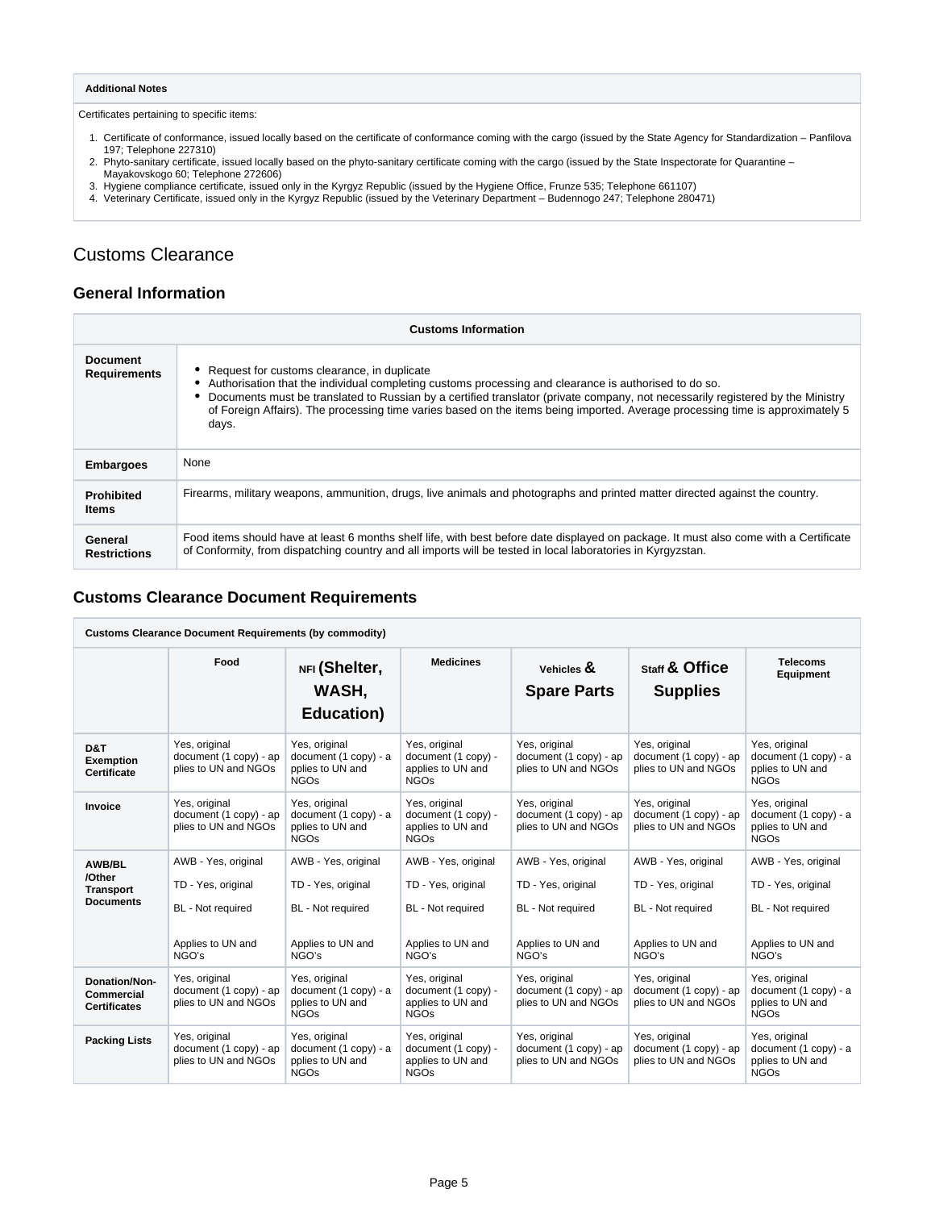| **Additional Notes** |
|---|
| Certificates pertaining to specific items:<br>1. Certificate of conformance, issued locally based on the certificate of conformance coming with the cargo (issued by the State Agency for Standardization – Panfilova 197; Telephone 227310)<br>2. Phyto-sanitary certificate, issued locally based on the phyto-sanitary certificate coming with the cargo (issued by the State Inspectorate for Quarantine – Mayakovskogo 60; Telephone 272606)<br>3. Hygiene compliance certificate, issued only in the Kyrgyz Republic (issued by the Hygiene Office, Frunze 535; Telephone 661107)<br>4. Veterinary Certificate, issued only in the Kyrgyz Republic (issued by the Veterinary Department – Budennogo 247; Telephone 280471) |

# Customs Clearance

## General Information

| **Customs Information** | |
|---|---|
| **Document Requirements** | • Request for customs clearance, in duplicate<br>• Authorisation that the individual completing customs processing and clearance is authorised to do so.<br>• Documents must be translated to Russian by a certified translator (private company, not necessarily registered by the Ministry of Foreign Affairs). The processing time varies based on the items being imported. Average processing time is approximately 5 days. |
| **Embargoes** | None |
| **Prohibited Items** | Firearms, military weapons, ammunition, drugs, live animals and photographs and printed matter directed against the country. |
| **General Restrictions** | Food items should have at least 6 months shelf life, with best before date displayed on package. It must also come with a Certificate of Conformity, from dispatching country and all imports will be tested in local laboratories in Kyrgyzstan. |

## Customs Clearance Document Requirements

**Customs Clearance Document Requirements (by commodity)**

| | Food | NFI (Shelter, WASH, Education) | Medicines | Vehicles & Spare Parts | Staff & Office Supplies | Telecoms Equipment |
|---|---|---|---|---|---|---|
| **D&T Exemption Certificate** | Yes, original document (1 copy) - applies to UN and NGOs | Yes, original document (1 copy) - applies to UN and NGOs | Yes, original document (1 copy) - applies to UN and NGOs | Yes, original document (1 copy) - applies to UN and NGOs | Yes, original document (1 copy) - applies to UN and NGOs | Yes, original document (1 copy) - applies to UN and NGOs |
| **Invoice** | Yes, original document (1 copy) - applies to UN and NGOs | Yes, original document (1 copy) - applies to UN and NGOs | Yes, original document (1 copy) - applies to UN and NGOs | Yes, original document (1 copy) - applies to UN and NGOs | Yes, original document (1 copy) - applies to UN and NGOs | Yes, original document (1 copy) - applies to UN and NGOs |
| **AWB/BL /Other Transport Documents** | AWB - Yes, original<br>TD - Yes, original<br>BL - Not required<br>Applies to UN and NGO's | AWB - Yes, original<br>TD - Yes, original<br>BL - Not required<br>Applies to UN and NGO's | AWB - Yes, original<br>TD - Yes, original<br>BL - Not required<br>Applies to UN and NGO's | AWB - Yes, original<br>TD - Yes, original<br>BL - Not required<br>Applies to UN and NGO's | AWB - Yes, original<br>TD - Yes, original<br>BL - Not required<br>Applies to UN and NGO's | AWB - Yes, original<br>TD - Yes, original<br>BL - Not required<br>Applies to UN and NGO's |
| **Donation/Non-Commercial Certificates** | Yes, original document (1 copy) - applies to UN and NGOs | Yes, original document (1 copy) - applies to UN and NGOs | Yes, original document (1 copy) - applies to UN and NGOs | Yes, original document (1 copy) - applies to UN and NGOs | Yes, original document (1 copy) - applies to UN and NGOs | Yes, original document (1 copy) - applies to UN and NGOs |
| **Packing Lists** | Yes, original document (1 copy) - applies to UN and NGOs | Yes, original document (1 copy) - applies to UN and NGOs | Yes, original document (1 copy) - applies to UN and NGOs | Yes, original document (1 copy) - applies to UN and NGOs | Yes, original document (1 copy) - applies to UN and NGOs | Yes, original document (1 copy) - applies to UN and NGOs |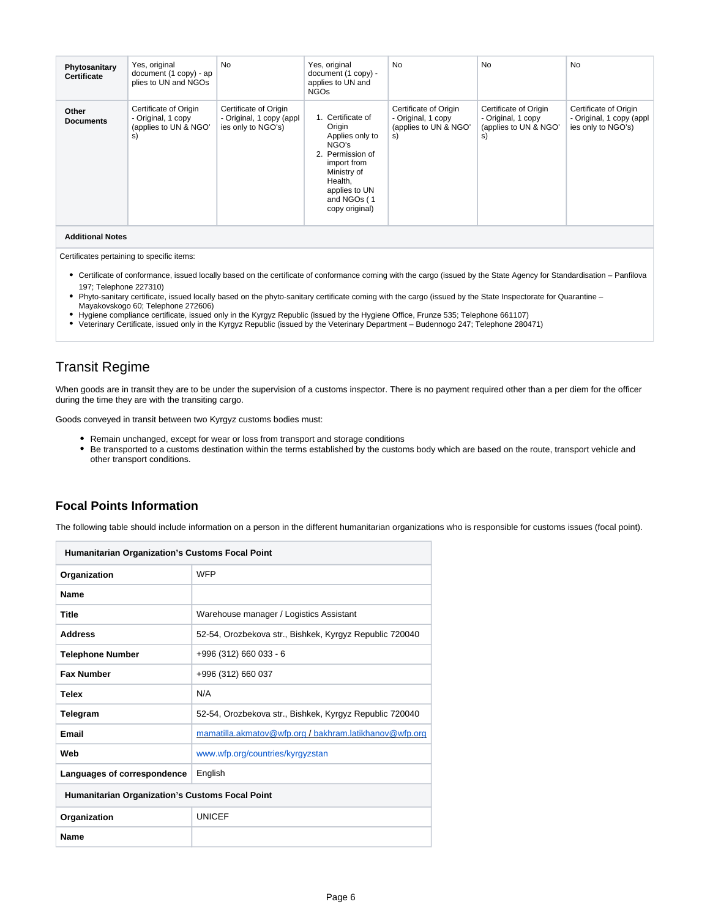| Phytosanitary Certificate | Yes, original document (1 copy) - applies to UN and NGOs | No | Yes, original document (1 copy) - applies to UN and NGOs | No | No | No |
|---|---|---|---|---|---|---|
| Other Documents | Certificate of Origin - Original, 1 copy (applies to UN & NGO's) | Certificate of Origin - Original, 1 copy (applies only to NGO's) | 1. Certificate of Origin Applies only to NGO's<br>2. Permission of import from Ministry of Health, applies to UN and NGOs ( 1 copy original) | Certificate of Origin - Original, 1 copy (applies to UN & NGO's) | Certificate of Origin - Original, 1 copy (applies to UN & NGO's) | Certificate of Origin - Original, 1 copy (applies only to NGO's) |

**Additional Notes**

Certificates pertaining to specific items:

- Certificate of conformance, issued locally based on the certificate of conformance coming with the cargo (issued by the State Agency for Standardisation – Panfilova 197; Telephone 227310)
- Phyto-sanitary certificate, issued locally based on the phyto-sanitary certificate coming with the cargo (issued by the State Inspectorate for Quarantine – Mayakovskogo 60; Telephone 272606)
- Hygiene compliance certificate, issued only in the Kyrgyz Republic (issued by the Hygiene Office, Frunze 535; Telephone 661107)
- Veterinary Certificate, issued only in the Kyrgyz Republic (issued by the Veterinary Department – Budennogo 247; Telephone 280471)

## Transit Regime

When goods are in transit they are to be under the supervision of a customs inspector. There is no payment required other than a per diem for the officer during the time they are with the transiting cargo.

Goods conveyed in transit between two Kyrgyz customs bodies must:

- Remain unchanged, except for wear or loss from transport and storage conditions
- Be transported to a customs destination within the terms established by the customs body which are based on the route, transport vehicle and other transport conditions.

### Focal Points Information

The following table should include information on a person in the different humanitarian organizations who is responsible for customs issues (focal point).

| Humanitarian Organization's Customs Focal Point | |
|---|---|
| **Organization** | WFP |
| **Name** | |
| **Title** | Warehouse manager / Logistics Assistant |
| **Address** | 52-54, Orozbekova str., Bishkek, Kyrgyz Republic 720040 |
| **Telephone Number** | +996 (312) 660 033 - 6 |
| **Fax Number** | +996 (312) 660 037 |
| **Telex** | N/A |
| **Telegram** | 52-54, Orozbekova str., Bishkek, Kyrgyz Republic 720040 |
| **Email** | mamatilla.akmatov@wfp.org / bakhram.latikhanov@wfp.org |
| **Web** | www.wfp.org/countries/kyrgyzstan |
| **Languages of correspondence** | English |

| Humanitarian Organization's Customs Focal Point | |
|---|---|
| **Organization** | UNICEF |
| **Name** | |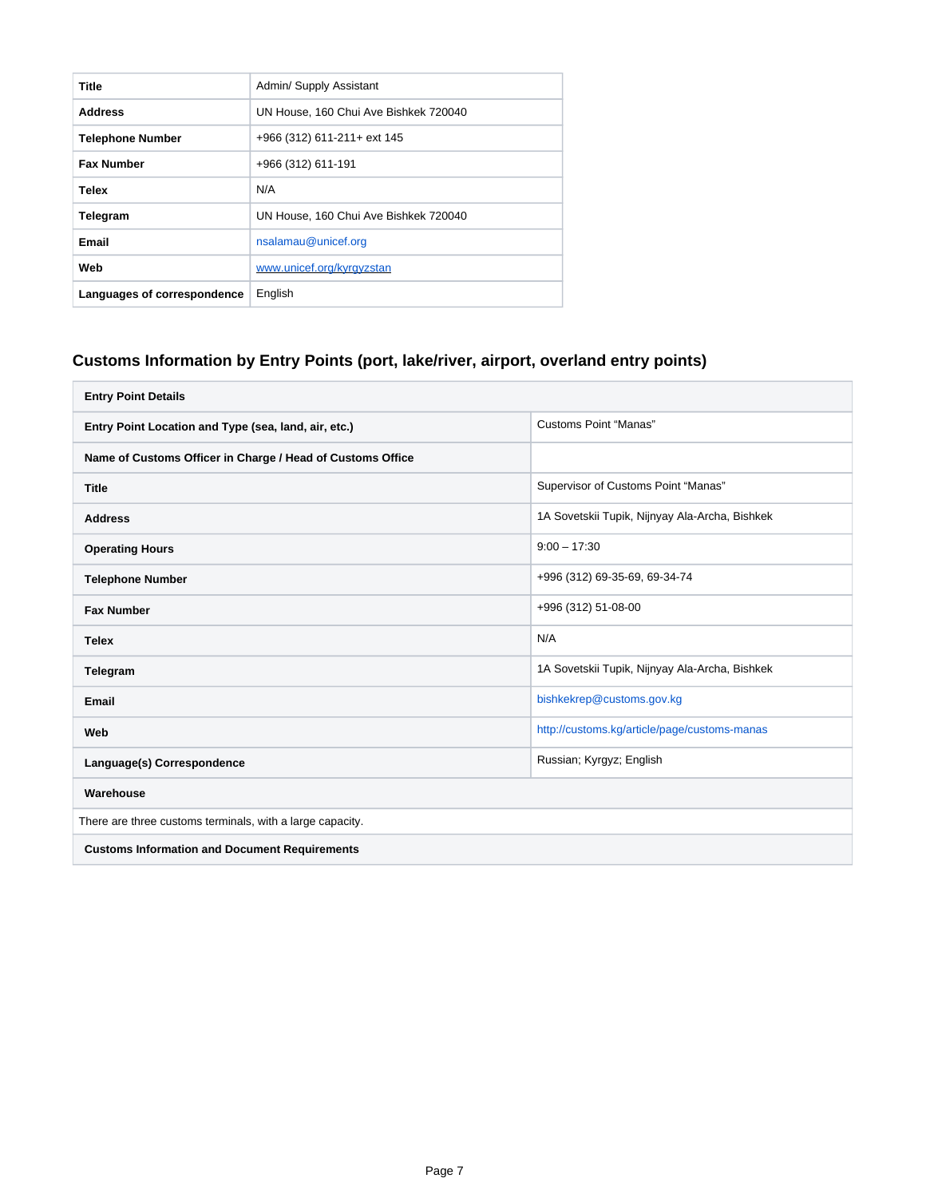| | |
|---|---|
| **Title** | Admin/ Supply Assistant |
| **Address** | UN House, 160 Chui Ave Bishkek 720040 |
| **Telephone Number** | +966 (312) 611-211+ ext 145 |
| **Fax Number** | +966 (312) 611-191 |
| **Telex** | N/A |
| **Telegram** | UN House, 160 Chui Ave Bishkek 720040 |
| **Email** | nsalamau@unicef.org |
| **Web** | www.unicef.org/kyrgyzstan |
| **Languages of correspondence** | English |

## Customs Information by Entry Points (port, lake/river, airport, overland entry points)

| **Entry Point Details** | |
|---|---|
| **Entry Point Location and Type (sea, land, air, etc.)** | Customs Point "Manas" |
| **Name of Customs Officer in Charge / Head of Customs Office** | |
| **Title** | Supervisor of Customs Point "Manas" |
| **Address** | 1A Sovetskii Tupik, Nijnyay Ala-Archa, Bishkek |
| **Operating Hours** | 9:00 – 17:30 |
| **Telephone Number** | +996 (312) 69-35-69, 69-34-74 |
| **Fax Number** | +996 (312) 51-08-00 |
| **Telex** | N/A |
| **Telegram** | 1A Sovetskii Tupik, Nijnyay Ala-Archa, Bishkek |
| **Email** | bishkekrep@customs.gov.kg |
| **Web** | http://customs.kg/article/page/customs-manas |
| **Language(s) Correspondence** | Russian; Kyrgyz; English |
| **Warehouse** | |
| There are three customs terminals, with a large capacity. | |
| **Customs Information and Document Requirements** | |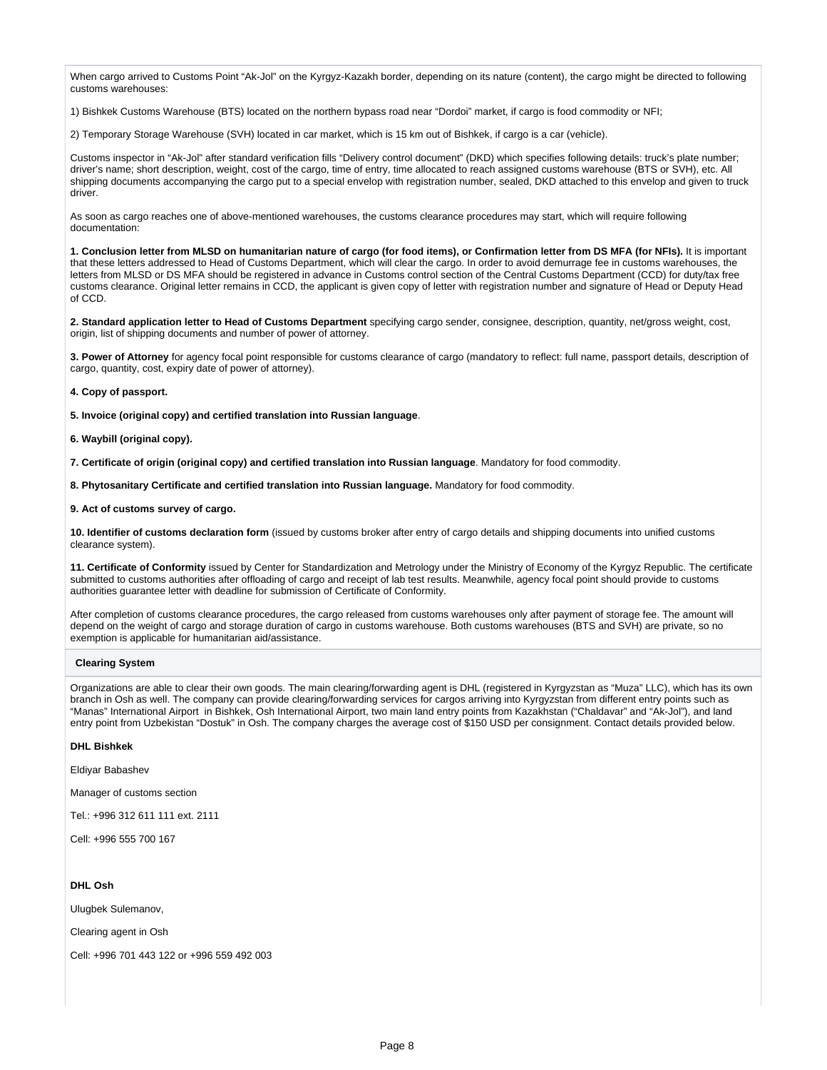When cargo arrived to Customs Point "Ak-Jol" on the Kyrgyz-Kazakh border, depending on its nature (content), the cargo might be directed to following customs warehouses:

1) Bishkek Customs Warehouse (BTS) located on the northern bypass road near "Dordoi" market, if cargo is food commodity or NFI;

2) Temporary Storage Warehouse (SVH) located in car market, which is 15 km out of Bishkek, if cargo is a car (vehicle).

Customs inspector in "Ak-Jol" after standard verification fills "Delivery control document" (DKD) which specifies following details: truck's plate number; driver's name; short description, weight, cost of the cargo, time of entry, time allocated to reach assigned customs warehouse (BTS or SVH), etc. All shipping documents accompanying the cargo put to a special envelop with registration number, sealed, DKD attached to this envelop and given to truck driver.

As soon as cargo reaches one of above-mentioned warehouses, the customs clearance procedures may start, which will require following documentation:

**1. Conclusion letter from MLSD on humanitarian nature of cargo (for food items), or Confirmation letter from DS MFA (for NFIs).** It is important that these letters addressed to Head of Customs Department, which will clear the cargo. In order to avoid demurrage fee in customs warehouses, the letters from MLSD or DS MFA should be registered in advance in Customs control section of the Central Customs Department (CCD) for duty/tax free customs clearance. Original letter remains in CCD, the applicant is given copy of letter with registration number and signature of Head or Deputy Head of CCD.

**2. Standard application letter to Head of Customs Department** specifying cargo sender, consignee, description, quantity, net/gross weight, cost, origin, list of shipping documents and number of power of attorney.

**3. Power of Attorney** for agency focal point responsible for customs clearance of cargo (mandatory to reflect: full name, passport details, description of cargo, quantity, cost, expiry date of power of attorney).

**4. Copy of passport.**

**5. Invoice (original copy) and certified translation into Russian language**.

**6. Waybill (original copy).**

**7. Certificate of origin (original copy) and certified translation into Russian language**. Mandatory for food commodity.

**8. Phytosanitary Certificate and certified translation into Russian language.** Mandatory for food commodity.

**9. Act of customs survey of cargo.**

**10. Identifier of customs declaration form** (issued by customs broker after entry of cargo details and shipping documents into unified customs clearance system).

**11. Certificate of Conformity** issued by Center for Standardization and Metrology under the Ministry of Economy of the Kyrgyz Republic. The certificate submitted to customs authorities after offloading of cargo and receipt of lab test results. Meanwhile, agency focal point should provide to customs authorities guarantee letter with deadline for submission of Certificate of Conformity.

After completion of customs clearance procedures, the cargo released from customs warehouses only after payment of storage fee. The amount will depend on the weight of cargo and storage duration of cargo in customs warehouse. Both customs warehouses (BTS and SVH) are private, so no exemption is applicable for humanitarian aid/assistance.

**Clearing System**

Organizations are able to clear their own goods. The main clearing/forwarding agent is DHL (registered in Kyrgyzstan as "Muza" LLC), which has its own branch in Osh as well. The company can provide clearing/forwarding services for cargos arriving into Kyrgyzstan from different entry points such as "Manas" International Airport in Bishkek, Osh International Airport, two main land entry points from Kazakhstan ("Chaldavar" and "Ak-Jol"), and land entry point from Uzbekistan "Dostuk" in Osh. The company charges the average cost of $150 USD per consignment. Contact details provided below.

**DHL Bishkek**

Eldiyar Babashev

Manager of customs section

Tel.: +996 312 611 111 ext. 2111

Cell: +996 555 700 167

**DHL Osh**

Ulugbek Sulemanov,

Clearing agent in Osh

Cell: +996 701 443 122 or +996 559 492 003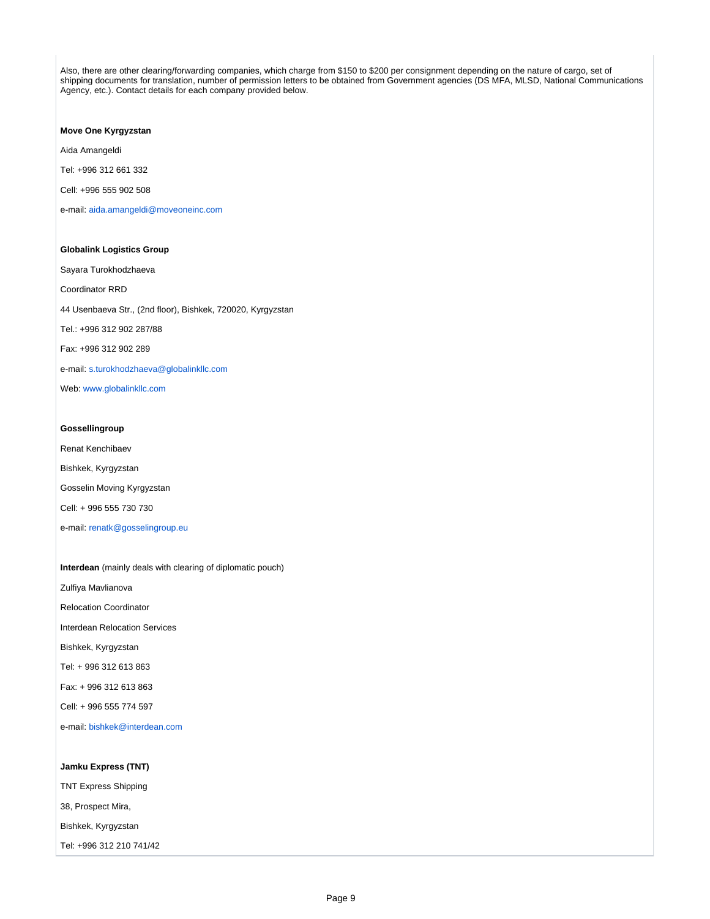Also, there are other clearing/forwarding companies, which charge from $150 to $200 per consignment depending on the nature of cargo, set of shipping documents for translation, number of permission letters to be obtained from Government agencies (DS MFA, MLSD, National Communications Agency, etc.). Contact details for each company provided below.

**Move One Kyrgyzstan**

Aida Amangeldi

Tel: +996 312 661 332

Cell: +996 555 902 508

e-mail: aida.amangeldi@moveoneinc.com

**Globalink Logistics Group**

Sayara Turokhodzhaeva

Coordinator RRD

44 Usenbaeva Str., (2nd floor), Bishkek, 720020, Kyrgyzstan

Tel.: +996 312 902 287/88

Fax: +996 312 902 289

e-mail: s.turokhodzhaeva@globalinkllc.com

Web: www.globalinkllc.com

**Gossellingroup**

Renat Kenchibaev

Bishkek, Kyrgyzstan

Gosselin Moving Kyrgyzstan

Cell: + 996 555 730 730

e-mail: renatk@gosselingroup.eu

**Interdean** (mainly deals with clearing of diplomatic pouch)

Zulfiya Mavlianova

Relocation Coordinator

Interdean Relocation Services

Bishkek, Kyrgyzstan

Tel: + 996 312 613 863

Fax: + 996 312 613 863

Cell: + 996 555 774 597

e-mail: bishkek@interdean.com

**Jamku Express (TNT)**

TNT Express Shipping

38, Prospect Mira,

Bishkek, Kyrgyzstan

Tel: +996 312 210 741/42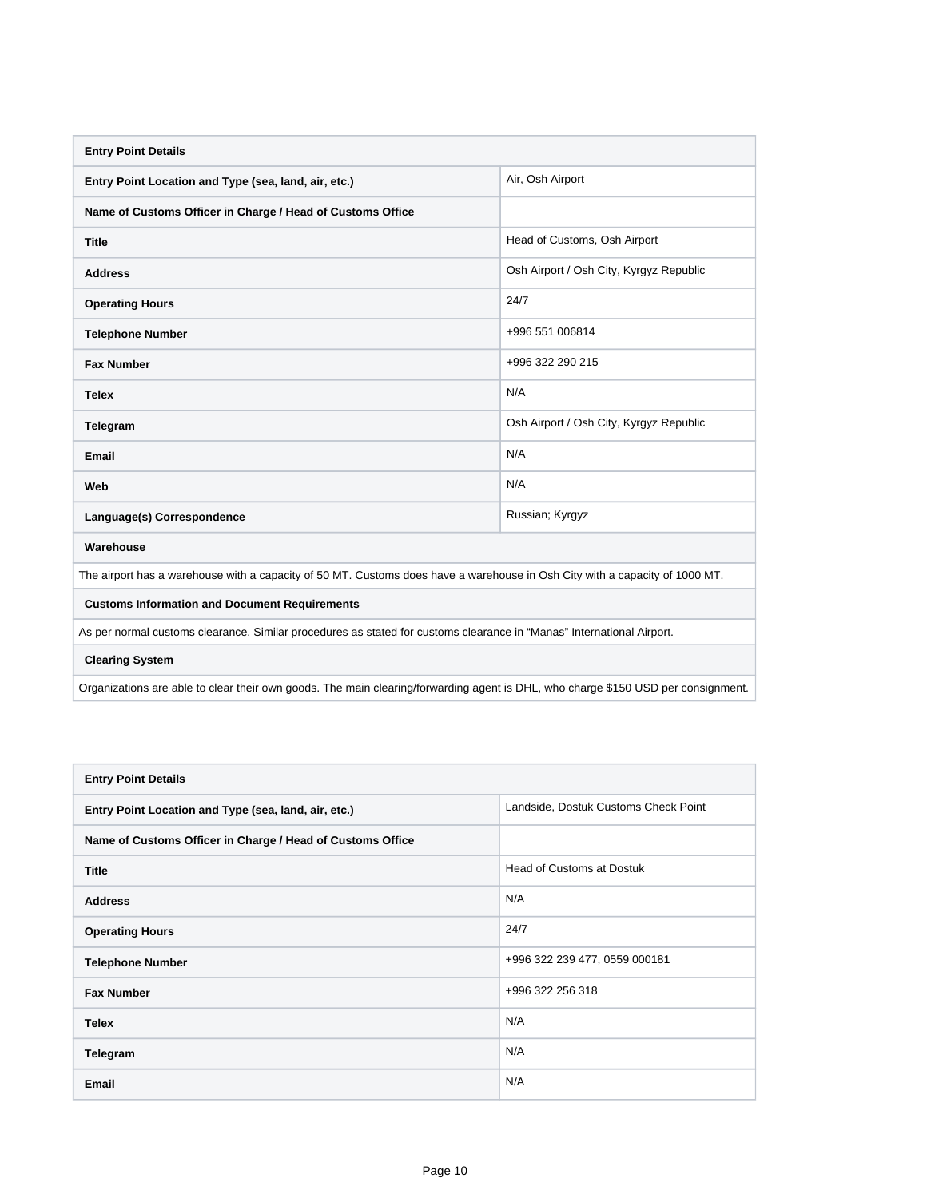| Entry Point Details | |
|---|---|
| Entry Point Location and Type (sea, land, air, etc.) | Air, Osh Airport |
| Name of Customs Officer in Charge / Head of Customs Office | |
| Title | Head of Customs, Osh Airport |
| Address | Osh Airport / Osh City, Kyrgyz Republic |
| Operating Hours | 24/7 |
| Telephone Number | +996 551 006814 |
| Fax Number | +996 322 290 215 |
| Telex | N/A |
| Telegram | Osh Airport / Osh City, Kyrgyz Republic |
| Email | N/A |
| Web | N/A |
| Language(s) Correspondence | Russian; Kyrgyz |
| **Warehouse** | |
| The airport has a warehouse with a capacity of 50 MT. Customs does have a warehouse in Osh City with a capacity of 1000 MT. | |
| **Customs Information and Document Requirements** | |
| As per normal customs clearance. Similar procedures as stated for customs clearance in “Manas” International Airport. | |
| **Clearing System** | |
| Organizations are able to clear their own goods. The main clearing/forwarding agent is DHL, who charge $150 USD per consignment. | |

| Entry Point Details | |
|---|---|
| Entry Point Location and Type (sea, land, air, etc.) | Landside, Dostuk Customs Check Point |
| Name of Customs Officer in Charge / Head of Customs Office | |
| Title | Head of Customs at Dostuk |
| Address | N/A |
| Operating Hours | 24/7 |
| Telephone Number | +996 322 239 477, 0559 000181 |
| Fax Number | +996 322 256 318 |
| Telex | N/A |
| Telegram | N/A |
| Email | N/A |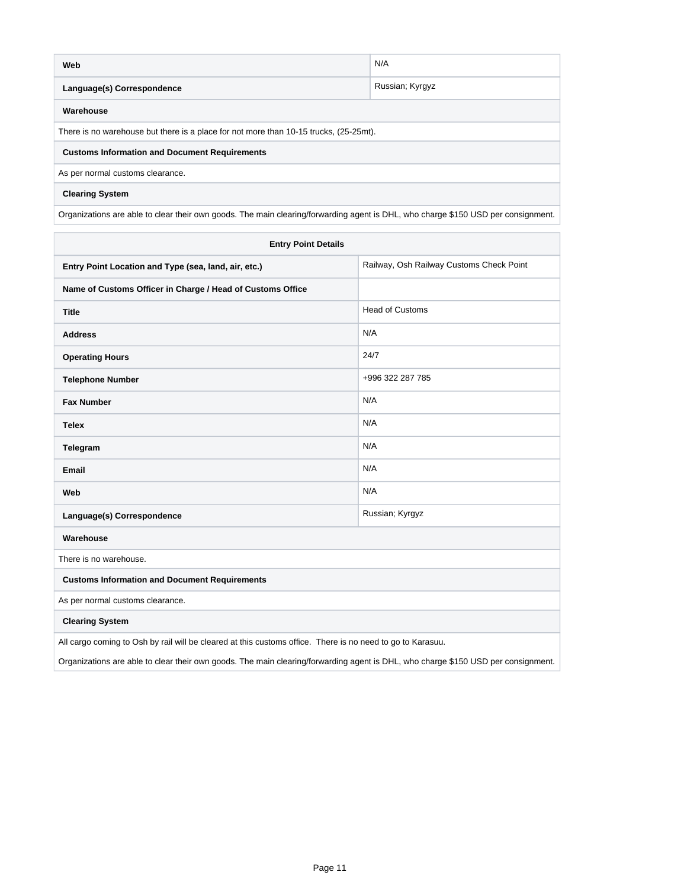| | |
|---|---|
| **Web** | N/A |
| **Language(s) Correspondence** | Russian; Kyrgyz |

**Warehouse**

There is no warehouse but there is a place for not more than 10-15 trucks, (25-25mt).

**Customs Information and Document Requirements**

As per normal customs clearance.

**Clearing System**

Organizations are able to clear their own goods. The main clearing/forwarding agent is DHL, who charge $150 USD per consignment.

**Entry Point Details**

| | |
|---|---|
| **Entry Point Location and Type (sea, land, air, etc.)** | Railway, Osh Railway Customs Check Point |
| **Name of Customs Officer in Charge / Head of Customs Office** | |
| **Title** | Head of Customs |
| **Address** | N/A |
| **Operating Hours** | 24/7 |
| **Telephone Number** | +996 322 287 785 |
| **Fax Number** | N/A |
| **Telex** | N/A |
| **Telegram** | N/A |
| **Email** | N/A |
| **Web** | N/A |
| **Language(s) Correspondence** | Russian; Kyrgyz |

**Warehouse**

There is no warehouse.

**Customs Information and Document Requirements**

As per normal customs clearance.

**Clearing System**

All cargo coming to Osh by rail will be cleared at this customs office. There is no need to go to Karasuu.

Organizations are able to clear their own goods. The main clearing/forwarding agent is DHL, who charge $150 USD per consignment.